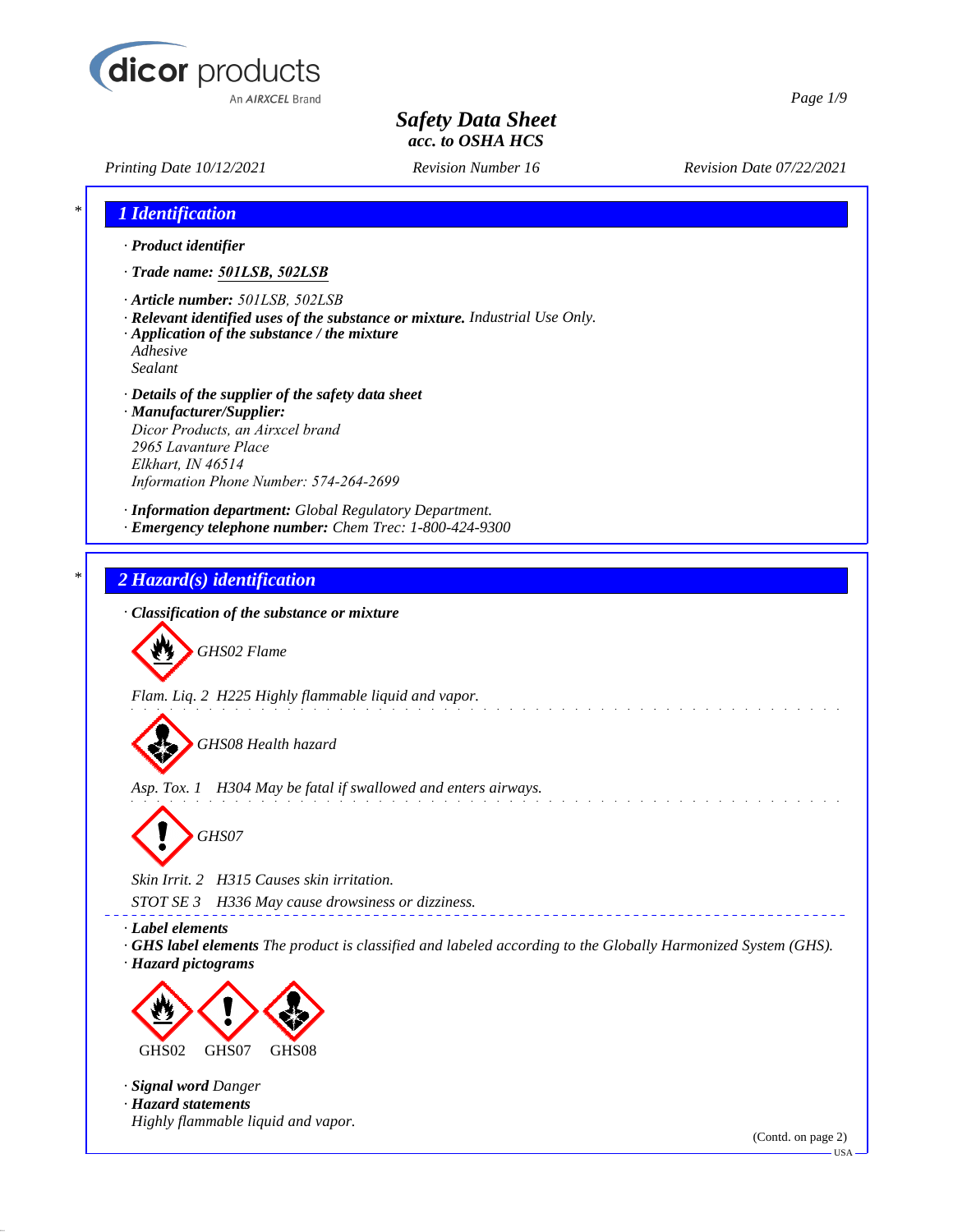# Safety Data Sheet

## acc. to OSHA HCS

*Printing Date 10/12/2021* *Revision Number 16* *Revision Date 07/22/2021*

## 1 Identification

· **Product identifier**

· **Trade name: 501LSB, 502LSB**

· **Article number:** 501LSB, 502LSB

· **Relevant identified uses of the substance or mixture.** Industrial Use Only.

· **Application of the substance / the mixture**
Adhesive
Sealant

· **Details of the supplier of the safety data sheet**

· **Manufacturer/Supplier:**
Dicor Products, an Airxcel brand
2965 Lavanture Place
Elkhart, IN 46514
Information Phone Number: 574-264-2699

· **Information department:** Global Regulatory Department.

· **Emergency telephone number:** Chem Trec: 1-800-424-9300

## 2 Hazard(s) identification

· **Classification of the substance or mixture**

GHS02 Flame

Flam. Liq. 2 H225 Highly flammable liquid and vapor.

GHS08 Health hazard

Asp. Tox. 1 H304 May be fatal if swallowed and enters airways.

GHS07

Skin Irrit. 2 H315 Causes skin irritation.

STOT SE 3 H336 May cause drowsiness or dizziness.

· **Label elements**

· **GHS label elements** The product is classified and labeled according to the Globally Harmonized System (GHS).

· **Hazard pictograms**

GHS02 GHS07 GHS08

· **Signal word** Danger

· **Hazard statements**
Highly flammable liquid and vapor.

(Contd. on page 2)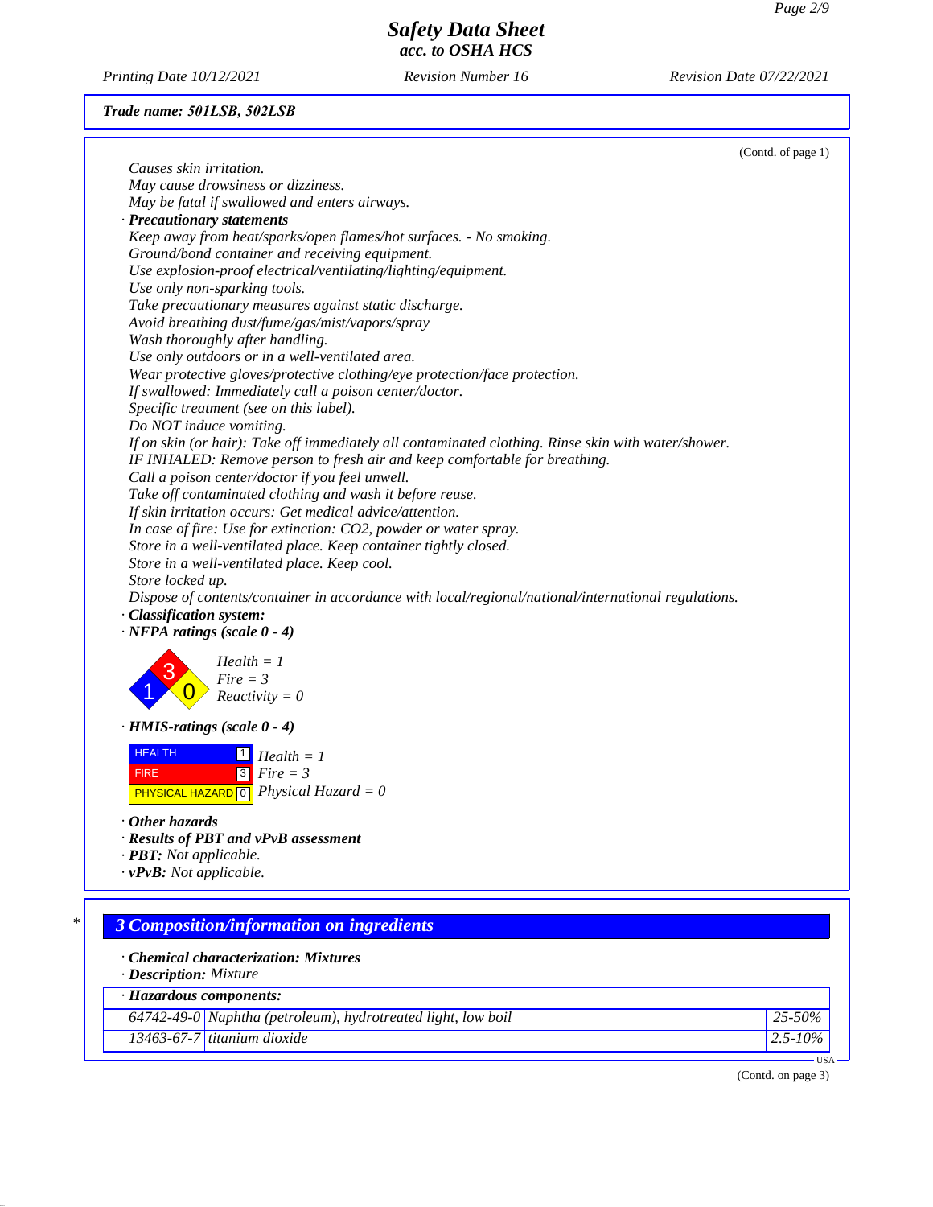**Safety Data Sheet**
*acc. to OSHA HCS*

Printing Date 10/12/2021 | Revision Number 16 | Revision Date 07/22/2021

**Trade name: 501LSB, 502LSB**

(Contd. of page 1)

Causes skin irritation.
May cause drowsiness or dizziness.
May be fatal if swallowed and enters airways.

· **Precautionary statements**

Keep away from heat/sparks/open flames/hot surfaces. - No smoking.
Ground/bond container and receiving equipment.
Use explosion-proof electrical/ventilating/lighting/equipment.
Use only non-sparking tools.
Take precautionary measures against static discharge.
Avoid breathing dust/fume/gas/mist/vapors/spray
Wash thoroughly after handling.
Use only outdoors or in a well-ventilated area.
Wear protective gloves/protective clothing/eye protection/face protection.
If swallowed: Immediately call a poison center/doctor.
Specific treatment (see on this label).
Do NOT induce vomiting.
If on skin (or hair): Take off immediately all contaminated clothing. Rinse skin with water/shower.
IF INHALED: Remove person to fresh air and keep comfortable for breathing.
Call a poison center/doctor if you feel unwell.
Take off contaminated clothing and wash it before reuse.
If skin irritation occurs: Get medical advice/attention.
In case of fire: Use for extinction: CO2, powder or water spray.
Store in a well-ventilated place. Keep container tightly closed.
Store in a well-ventilated place. Keep cool.
Store locked up.
Dispose of contents/container in accordance with local/regional/national/international regulations.

· **Classification system:**

· **NFPA ratings (scale 0 - 4)**

Health = 1
Fire = 3
Reactivity = 0

· **HMIS-ratings (scale 0 - 4)**

| | |
|---|---|
| HEALTH | 1 |
| FIRE | 3 |
| PHYSICAL HAZARD | 0 |

Health = 1
Fire = 3
Physical Hazard = 0

· **Other hazards**
· **Results of PBT and vPvB assessment**
· **PBT:** Not applicable.
· **vPvB:** Not applicable.

## 3 Composition/information on ingredients

· **Chemical characterization: Mixtures**
· **Description:** Mixture

· **Hazardous components:**

| | | |
|---|---|---|
| 64742-49-0 | Naphtha (petroleum), hydrotreated light, low boil | 25-50% |
| 13463-67-7 | titanium dioxide | 2.5-10% |

(Contd. on page 3)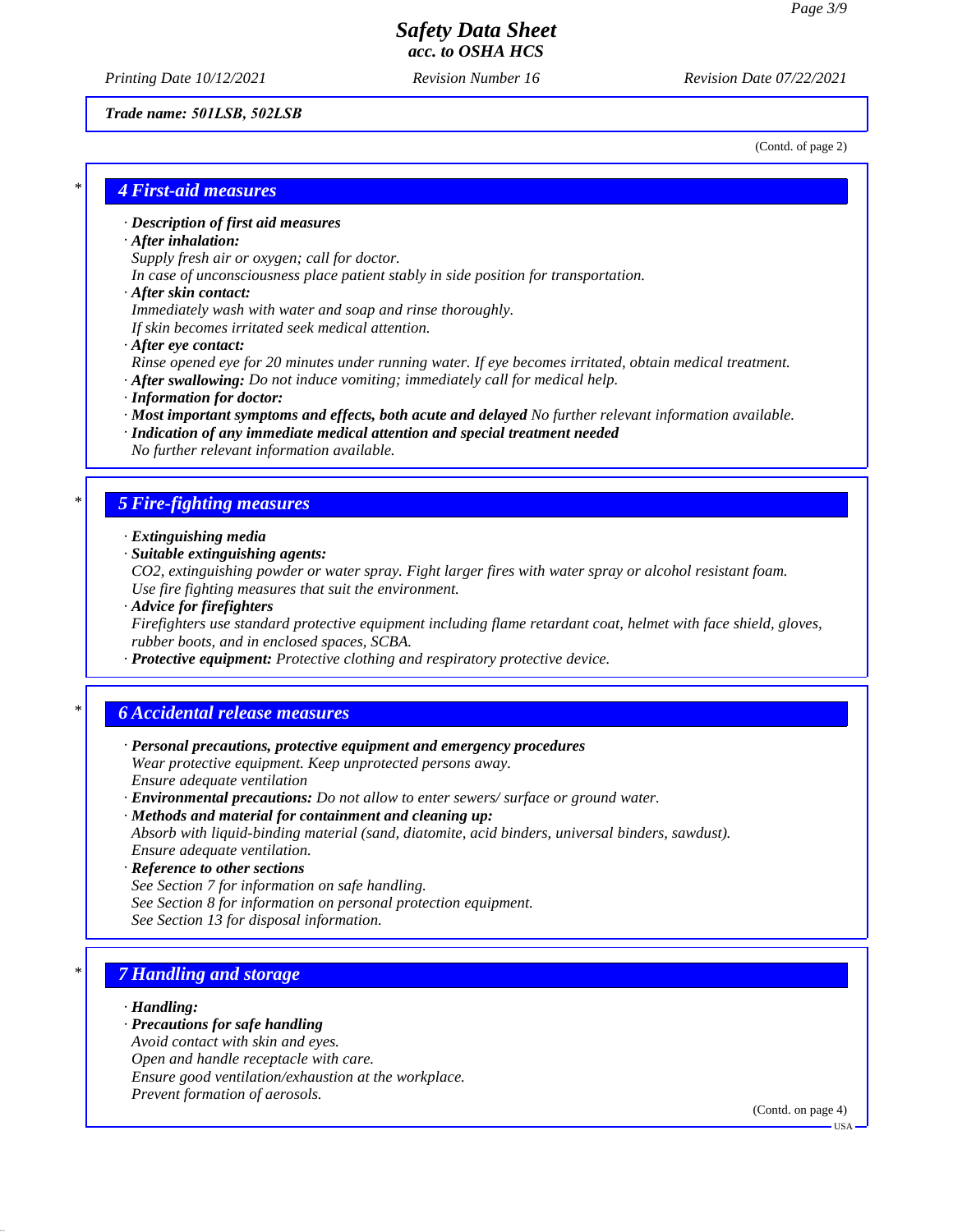Trade name: 501LSB, 502LSB

(Contd. of page 2)

## 4 First-aid measures

· **Description of first aid measures**
· **After inhalation:**
Supply fresh air or oxygen; call for doctor.
In case of unconsciousness place patient stably in side position for transportation.
· **After skin contact:**
Immediately wash with water and soap and rinse thoroughly.
If skin becomes irritated seek medical attention.
· **After eye contact:**
Rinse opened eye for 20 minutes under running water. If eye becomes irritated, obtain medical treatment.
· **After swallowing:** Do not induce vomiting; immediately call for medical help.
· **Information for doctor:**
· **Most important symptoms and effects, both acute and delayed** No further relevant information available.
· **Indication of any immediate medical attention and special treatment needed**
No further relevant information available.

## 5 Fire-fighting measures

· **Extinguishing media**
· **Suitable extinguishing agents:**
$CO_2$, extinguishing powder or water spray. Fight larger fires with water spray or alcohol resistant foam.
Use fire fighting measures that suit the environment.
· **Advice for firefighters**
Firefighters use standard protective equipment including flame retardant coat, helmet with face shield, gloves, rubber boots, and in enclosed spaces, SCBA.
· **Protective equipment:** Protective clothing and respiratory protective device.

## 6 Accidental release measures

· **Personal precautions, protective equipment and emergency procedures**
Wear protective equipment. Keep unprotected persons away.
Ensure adequate ventilation
· **Environmental precautions:** Do not allow to enter sewers/ surface or ground water.
· **Methods and material for containment and cleaning up:**
Absorb with liquid-binding material (sand, diatomite, acid binders, universal binders, sawdust).
Ensure adequate ventilation.
· **Reference to other sections**
See Section 7 for information on safe handling.
See Section 8 for information on personal protection equipment.
See Section 13 for disposal information.

## 7 Handling and storage

· **Handling:**
· **Precautions for safe handling**
Avoid contact with skin and eyes.
Open and handle receptacle with care.
Ensure good ventilation/exhaustion at the workplace.
Prevent formation of aerosols.

(Contd. on page 4)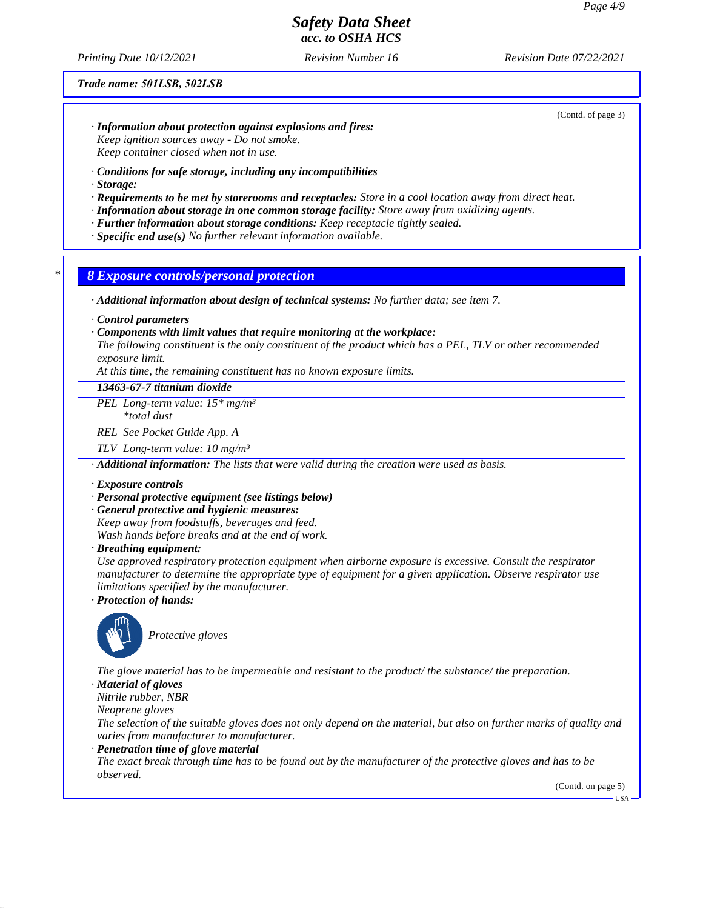Trade name: 501LSB, 502LSB

(Contd. of page 3)

· **Information about protection against explosions and fires:**
Keep ignition sources away - Do not smoke.
Keep container closed when not in use.

· **Conditions for safe storage, including any incompatibilities**
· **Storage:**
· **Requirements to be met by storerooms and receptacles:** Store in a cool location away from direct heat.
· **Information about storage in one common storage facility:** Store away from oxidizing agents.
· **Further information about storage conditions:** Keep receptacle tightly sealed.
· **Specific end use(s)** No further relevant information available.

## * 8 Exposure controls/personal protection

· **Additional information about design of technical systems:** No further data; see item 7.

· **Control parameters**
· **Components with limit values that require monitoring at the workplace:**
The following constituent is the only constituent of the product which has a PEL, TLV or other recommended exposure limit.
At this time, the remaining constituent has no known exposure limits.

| 13463-67-7 titanium dioxide | |
|---|---|
| PEL | Long-term value: 15* mg/m³<br>*total dust |
| REL | See Pocket Guide App. A |
| TLV | Long-term value: 10 mg/m³ |

· **Additional information:** The lists that were valid during the creation were used as basis.

· **Exposure controls**
· **Personal protective equipment (see listings below)**
· **General protective and hygienic measures:**
Keep away from foodstuffs, beverages and feed.
Wash hands before breaks and at the end of work.
· **Breathing equipment:**
Use approved respiratory protection equipment when airborne exposure is excessive. Consult the respirator manufacturer to determine the appropriate type of equipment for a given application. Observe respirator use limitations specified by the manufacturer.
· **Protection of hands:**

Protective gloves

The glove material has to be impermeable and resistant to the product/ the substance/ the preparation.
· **Material of gloves**
Nitrile rubber, NBR
Neoprene gloves
The selection of the suitable gloves does not only depend on the material, but also on further marks of quality and varies from manufacturer to manufacturer.
· **Penetration time of glove material**
The exact break through time has to be found out by the manufacturer of the protective gloves and has to be observed.

(Contd. on page 5)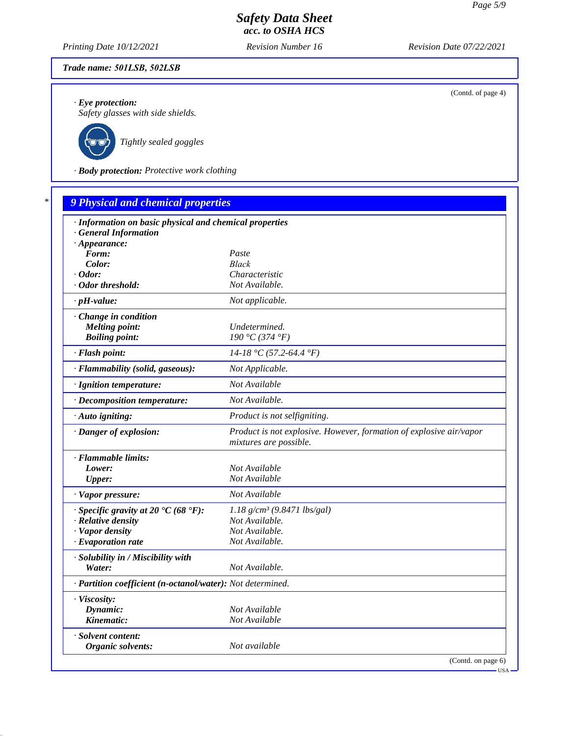(Contd. of page 4)

· **Eye protection:**
Safety glasses with side shields.

Tightly sealed goggles

· **Body protection:** Protective work clothing

## 9 Physical and chemical properties

| | |
|---|---|
| · **Information on basic physical and chemical properties** | |
| · **General Information** | |
| · **Appearance:** | |
| **Form:** | Paste |
| **Color:** | Black |
| · **Odor:** | Characteristic |
| · **Odor threshold:** | Not Available. |
| · **pH-value:** | Not applicable. |
| · **Change in condition** | |
| **Melting point:** | Undetermined. |
| **Boiling point:** | 190 °C (374 °F) |
| · **Flash point:** | 14-18 °C (57.2-64.4 °F) |
| · **Flammability (solid, gaseous):** | Not Applicable. |
| · **Ignition temperature:** | Not Available |
| · **Decomposition temperature:** | Not Available. |
| · **Auto igniting:** | Product is not selfigniting. |
| · **Danger of explosion:** | Product is not explosive. However, formation of explosive air/vapor mixtures are possible. |
| · **Flammable limits:** | |
| **Lower:** | Not Available |
| **Upper:** | Not Available |
| · **Vapor pressure:** | Not Available |
| · **Specific gravity at 20 °C (68 °F):** | 1.18 g/cm³ (9.8471 lbs/gal) |
| · **Relative density** | Not Available. |
| · **Vapor density** | Not Available. |
| · **Evaporation rate** | Not Available. |
| · **Solubility in / Miscibility with** | |
| **Water:** | Not Available. |
| · **Partition coefficient (n-octanol/water):** | Not determined. |
| · **Viscosity:** | |
| **Dynamic:** | Not Available |
| **Kinematic:** | Not Available |
| · **Solvent content:** | |
| **Organic solvents:** | Not available |

(Contd. on page 6)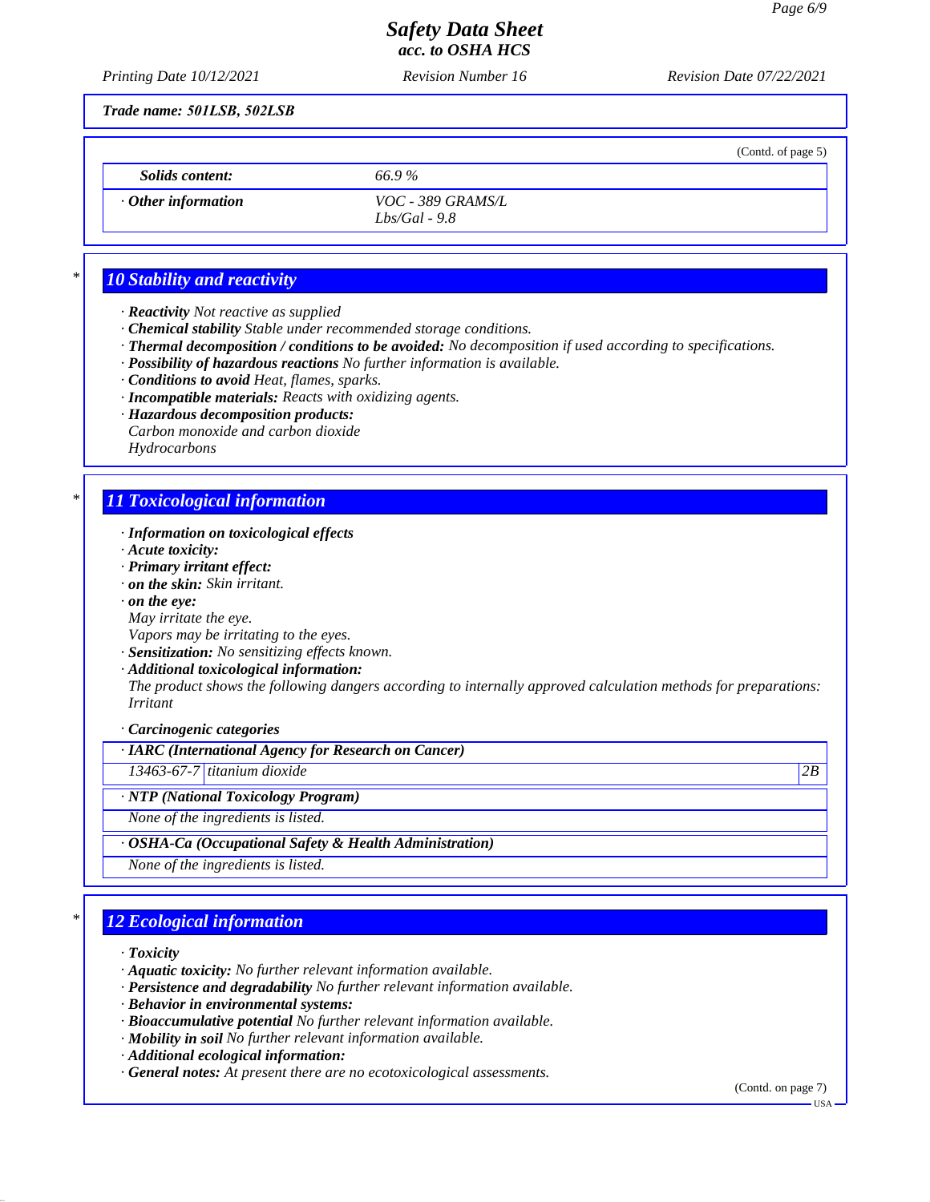**Trade name: 501LSB, 502LSB**

(Contd. of page 5)

| Solids content: | 66.9 % |
|---|---|
| · Other information | VOC - 389 GRAMS/L<br>Lbs/Gal - 9.8 |

## 10 Stability and reactivity

· **Reactivity** Not reactive as supplied
· **Chemical stability** Stable under recommended storage conditions.
· **Thermal decomposition / conditions to be avoided:** No decomposition if used according to specifications.
· **Possibility of hazardous reactions** No further information is available.
· **Conditions to avoid** Heat, flames, sparks.
· **Incompatible materials:** Reacts with oxidizing agents.
· **Hazardous decomposition products:**
Carbon monoxide and carbon dioxide
Hydrocarbons

## 11 Toxicological information

· **Information on toxicological effects**
· **Acute toxicity:**
· **Primary irritant effect:**
· **on the skin:** Skin irritant.
· **on the eye:**
May irritate the eye.
Vapors may be irritating to the eyes.
· **Sensitization:** No sensitizing effects known.
· **Additional toxicological information:**
The product shows the following dangers according to internally approved calculation methods for preparations:
Irritant

· **Carcinogenic categories**

| · IARC (International Agency for Research on Cancer) | | |
|---|---|---|
| 13463-67-7 | titanium dioxide | 2B |

| · NTP (National Toxicology Program) |
|---|
| None of the ingredients is listed. |

| · OSHA-Ca (Occupational Safety & Health Administration) |
|---|
| None of the ingredients is listed. |

## 12 Ecological information

· **Toxicity**
· **Aquatic toxicity:** No further relevant information available.
· **Persistence and degradability** No further relevant information available.
· **Behavior in environmental systems:**
· **Bioaccumulative potential** No further relevant information available.
· **Mobility in soil** No further relevant information available.
· **Additional ecological information:**
· **General notes:** At present there are no ecotoxicological assessments.

(Contd. on page 7)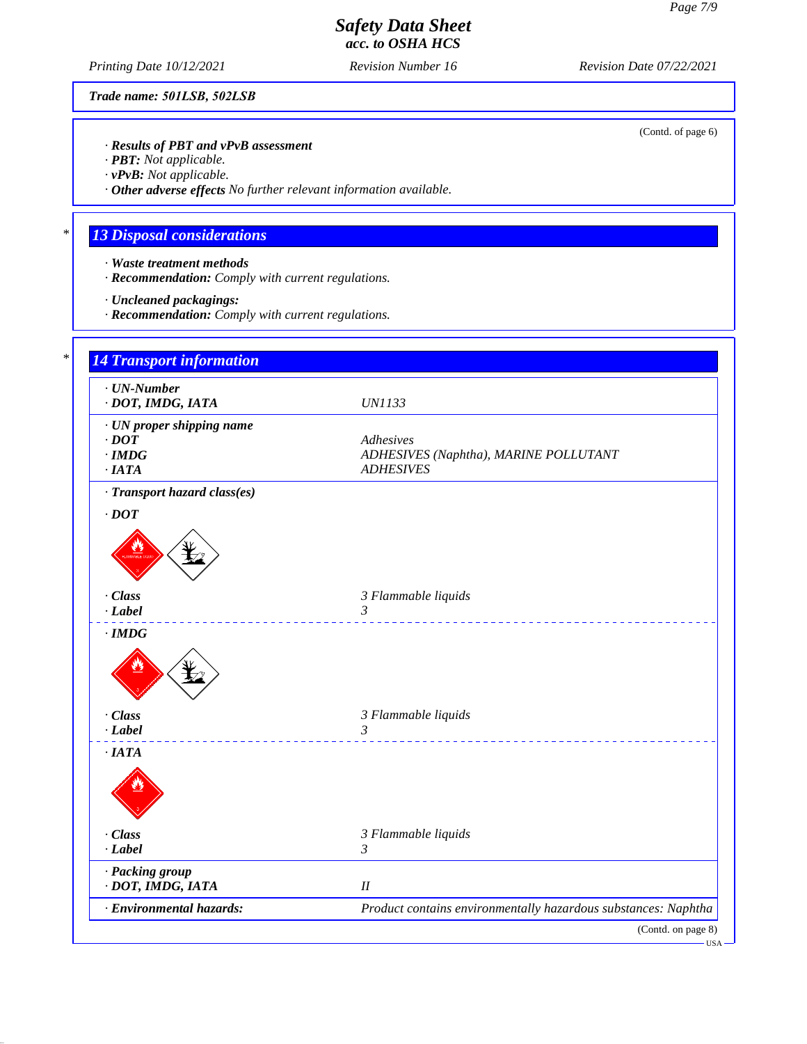**Trade name: 501LSB, 502LSB**

(Contd. of page 6)

· **Results of PBT and vPvB assessment**
· **PBT:** Not applicable.
· **vPvB:** Not applicable.
· **Other adverse effects** No further relevant information available.

## 13 Disposal considerations

· **Waste treatment methods**
· **Recommendation:** Comply with current regulations.

· **Uncleaned packagings:**
· **Recommendation:** Comply with current regulations.

## 14 Transport information

· **UN-Number**
· **DOT, IMDG, IATA** UN1133

· **UN proper shipping name**
· **DOT** Adhesives
· **IMDG** ADHESIVES (Naphtha), MARINE POLLUTANT
· **IATA** ADHESIVES

· **Transport hazard class(es)**

· **DOT**

· **Class** 3 Flammable liquids
· **Label** 3

· **IMDG**

· **Class** 3 Flammable liquids
· **Label** 3

· **IATA**

· **Class** 3 Flammable liquids
· **Label** 3

· **Packing group**
· **DOT, IMDG, IATA** II

· **Environmental hazards:** Product contains environmentally hazardous substances: Naphtha

(Contd. on page 8)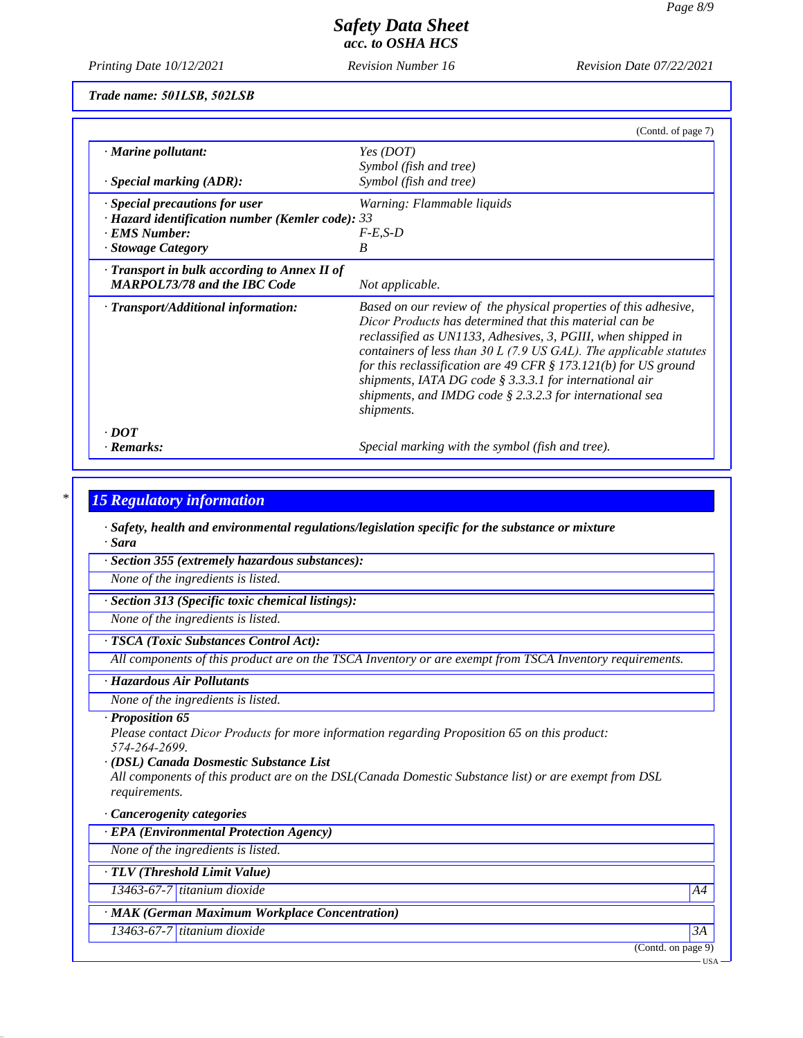**Trade name: 501LSB, 502LSB**

(Contd. of page 7)

| | |
|---|---|
| · **Marine pollutant:** | Yes (DOT) Symbol (fish and tree) |
| · **Special marking (ADR):** | Symbol (fish and tree) |
| · **Special precautions for user** | Warning: Flammable liquids |
| · **Hazard identification number (Kemler code):** | 33 |
| · **EMS Number:** | F-E,S-D |
| · **Stowage Category** | B |
| · **Transport in bulk according to Annex II of MARPOL73/78 and the IBC Code** | Not applicable. |
| · **Transport/Additional information:** | Based on our review of the physical properties of this adhesive, Dicor Products has determined that this material can be reclassified as UN1133, Adhesives, 3, PGIII, when shipped in containers of less than 30 L (7.9 US GAL). The applicable statutes for this reclassification are 49 CFR § 173.121(b) for US ground shipments, IATA DG code § 3.3.3.1 for international air shipments, and IMDG code § 2.3.2.3 for international sea shipments. |
| · **DOT** | |
| · **Remarks:** | Special marking with the symbol (fish and tree). |

\* 

## 15 Regulatory information

· **Safety, health and environmental regulations/legislation specific for the substance or mixture**

· **Sara**

· **Section 355 (extremely hazardous substances):**

None of the ingredients is listed.

· **Section 313 (Specific toxic chemical listings):**

None of the ingredients is listed.

· **TSCA (Toxic Substances Control Act):**

All components of this product are on the TSCA Inventory or are exempt from TSCA Inventory requirements.

· **Hazardous Air Pollutants**

None of the ingredients is listed.

· **Proposition 65**

Please contact Dicor Products for more information regarding Proposition 65 on this product: 574-264-2699.

· **(DSL) Canada Dosmestic Substance List**

All components of this product are on the DSL(Canada Domestic Substance list) or are exempt from DSL requirements.

· **Cancerogenity categories**

· **EPA (Environmental Protection Agency)**

None of the ingredients is listed.

· **TLV (Threshold Limit Value)**

| | | |
|---|---|---|
| 13463-67-7 | titanium dioxide | A4 |

· **MAK (German Maximum Workplace Concentration)**

| | | |
|---|---|---|
| 13463-67-7 | titanium dioxide | 3A |

(Contd. on page 9)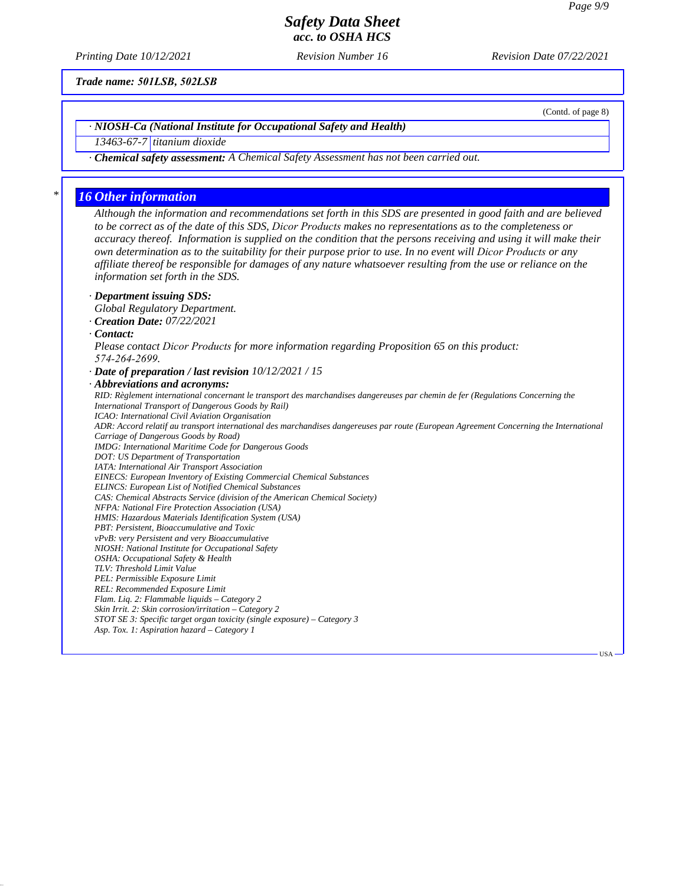**Trade name: 501LSB, 502LSB**

(Contd. of page 8)

· **NIOSH-Ca (National Institute for Occupational Safety and Health)**

| | |
|---|---|
| 13463-67-7 | titanium dioxide |

· **Chemical safety assessment:** A Chemical Safety Assessment has not been carried out.

## 16 Other information

Although the information and recommendations set forth in this SDS are presented in good faith and are believed to be correct as of the date of this SDS, Dicor Products makes no representations as to the completeness or accuracy thereof. Information is supplied on the condition that the persons receiving and using it will make their own determination as to the suitability for their purpose prior to use. In no event will Dicor Products or any affiliate thereof be responsible for damages of any nature whatsoever resulting from the use or reliance on the information set forth in the SDS.

· **Department issuing SDS:**
Global Regulatory Department.

· **Creation Date:** 07/22/2021

· **Contact:**
Please contact Dicor Products for more information regarding Proposition 65 on this product: 574-264-2699.

· **Date of preparation / last revision** 10/12/2021 / 15

· **Abbreviations and acronyms:**

RID: Règlement international concernant le transport des marchandises dangereuses par chemin de fer (Regulations Concerning the International Transport of Dangerous Goods by Rail)
ICAO: International Civil Aviation Organisation
ADR: Accord relatif au transport international des marchandises dangereuses par route (European Agreement Concerning the International Carriage of Dangerous Goods by Road)
IMDG: International Maritime Code for Dangerous Goods
DOT: US Department of Transportation
IATA: International Air Transport Association
EINECS: European Inventory of Existing Commercial Chemical Substances
ELINCS: European List of Notified Chemical Substances
CAS: Chemical Abstracts Service (division of the American Chemical Society)
NFPA: National Fire Protection Association (USA)
HMIS: Hazardous Materials Identification System (USA)
PBT: Persistent, Bioaccumulative and Toxic
vPvB: very Persistent and very Bioaccumulative
NIOSH: National Institute for Occupational Safety
OSHA: Occupational Safety & Health
TLV: Threshold Limit Value
PEL: Permissible Exposure Limit
REL: Recommended Exposure Limit
Flam. Liq. 2: Flammable liquids – Category 2
Skin Irrit. 2: Skin corrosion/irritation – Category 2
STOT SE 3: Specific target organ toxicity (single exposure) – Category 3
Asp. Tox. 1: Aspiration hazard – Category 1